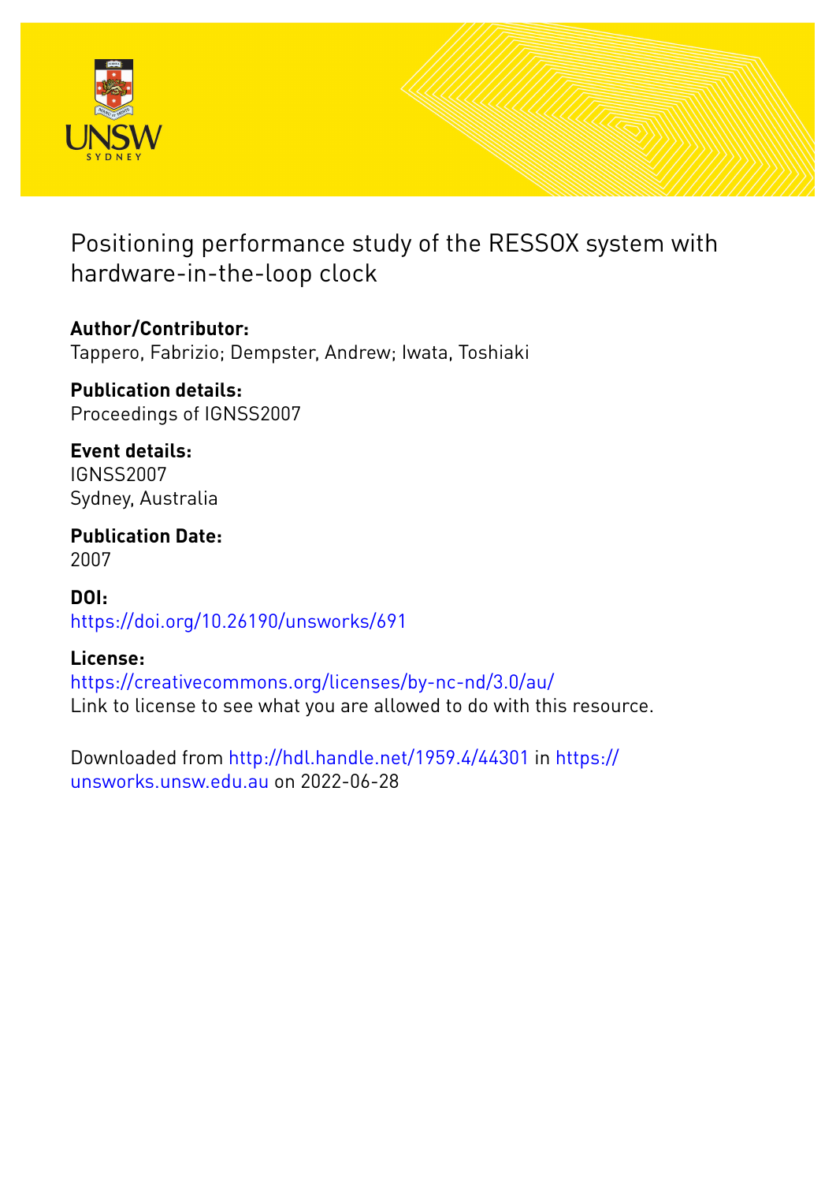# Positioning performance study of the RESSOX system with hardware-in-the-loop clock

**Author/Contributor:**
Tappero, Fabrizio; Dempster, Andrew; Iwata, Toshiaki

**Publication details:**
Proceedings of IGNSS2007

**Event details:**
IGNSS2007
Sydney, Australia

**Publication Date:**
2007

**DOI:**
https://doi.org/10.26190/unsworks/691

**License:**
https://creativecommons.org/licenses/by-nc-nd/3.0/au/
Link to license to see what you are allowed to do with this resource.

Downloaded from http://hdl.handle.net/1959.4/44301 in https://unsworks.unsw.edu.au on 2022-06-28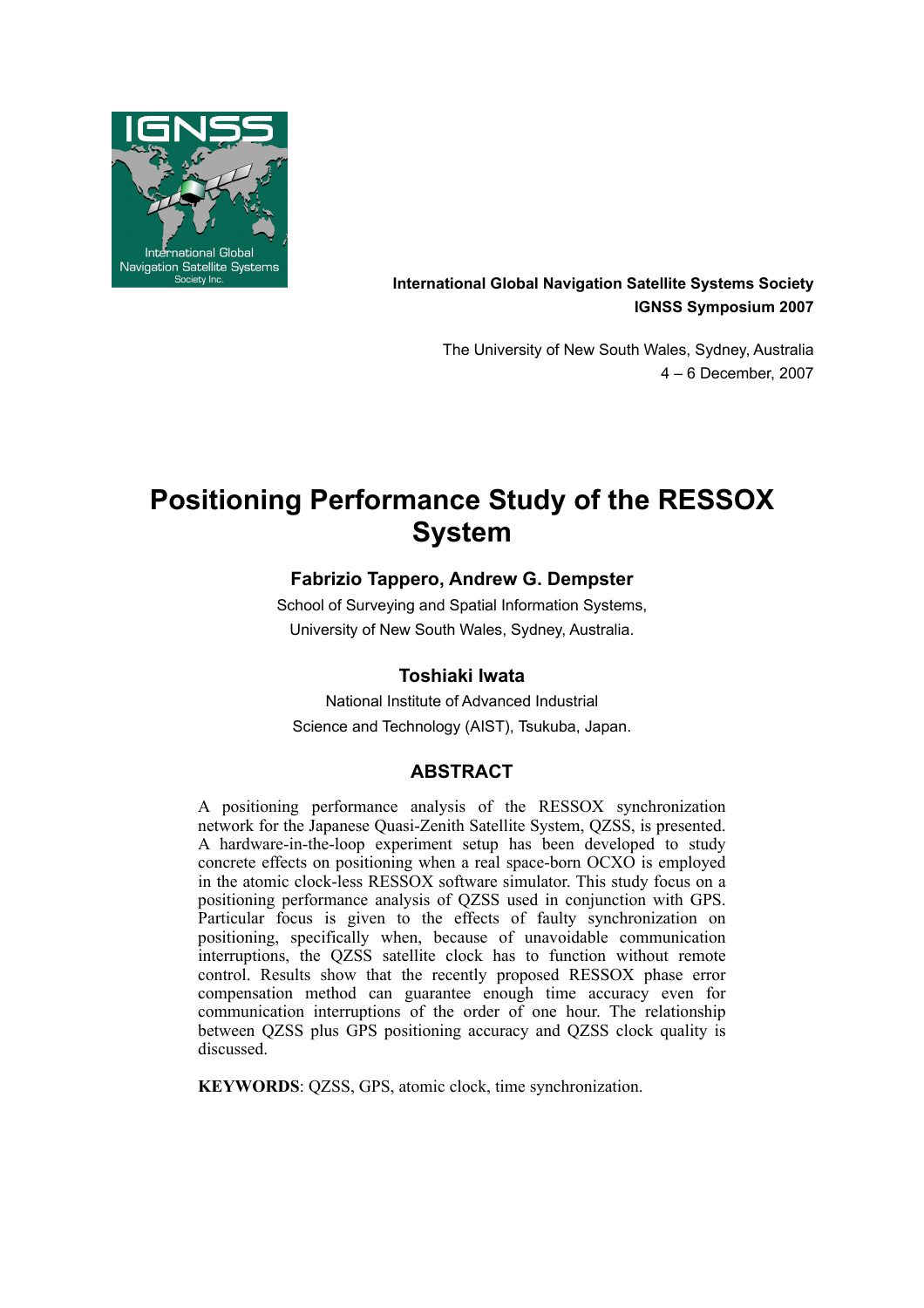International Global Navigation Satellite Systems Society
IGNSS Symposium 2007

The University of New South Wales, Sydney, Australia
4 – 6 December, 2007

# Positioning Performance Study of the RESSOX System

### Fabrizio Tappero, Andrew G. Dempster

School of Surveying and Spatial Information Systems,
University of New South Wales, Sydney, Australia.

### Toshiaki Iwata

National Institute of Advanced Industrial
Science and Technology (AIST), Tsukuba, Japan.

## ABSTRACT

A positioning performance analysis of the RESSOX synchronization network for the Japanese Quasi-Zenith Satellite System, QZSS, is presented. A hardware-in-the-loop experiment setup has been developed to study concrete effects on positioning when a real space-born OCXO is employed in the atomic clock-less RESSOX software simulator. This study focus on a positioning performance analysis of QZSS used in conjunction with GPS. Particular focus is given to the effects of faulty synchronization on positioning, specifically when, because of unavoidable communication interruptions, the QZSS satellite clock has to function without remote control. Results show that the recently proposed RESSOX phase error compensation method can guarantee enough time accuracy even for communication interruptions of the order of one hour. The relationship between QZSS plus GPS positioning accuracy and QZSS clock quality is discussed.

**KEYWORDS**: QZSS, GPS, atomic clock, time synchronization.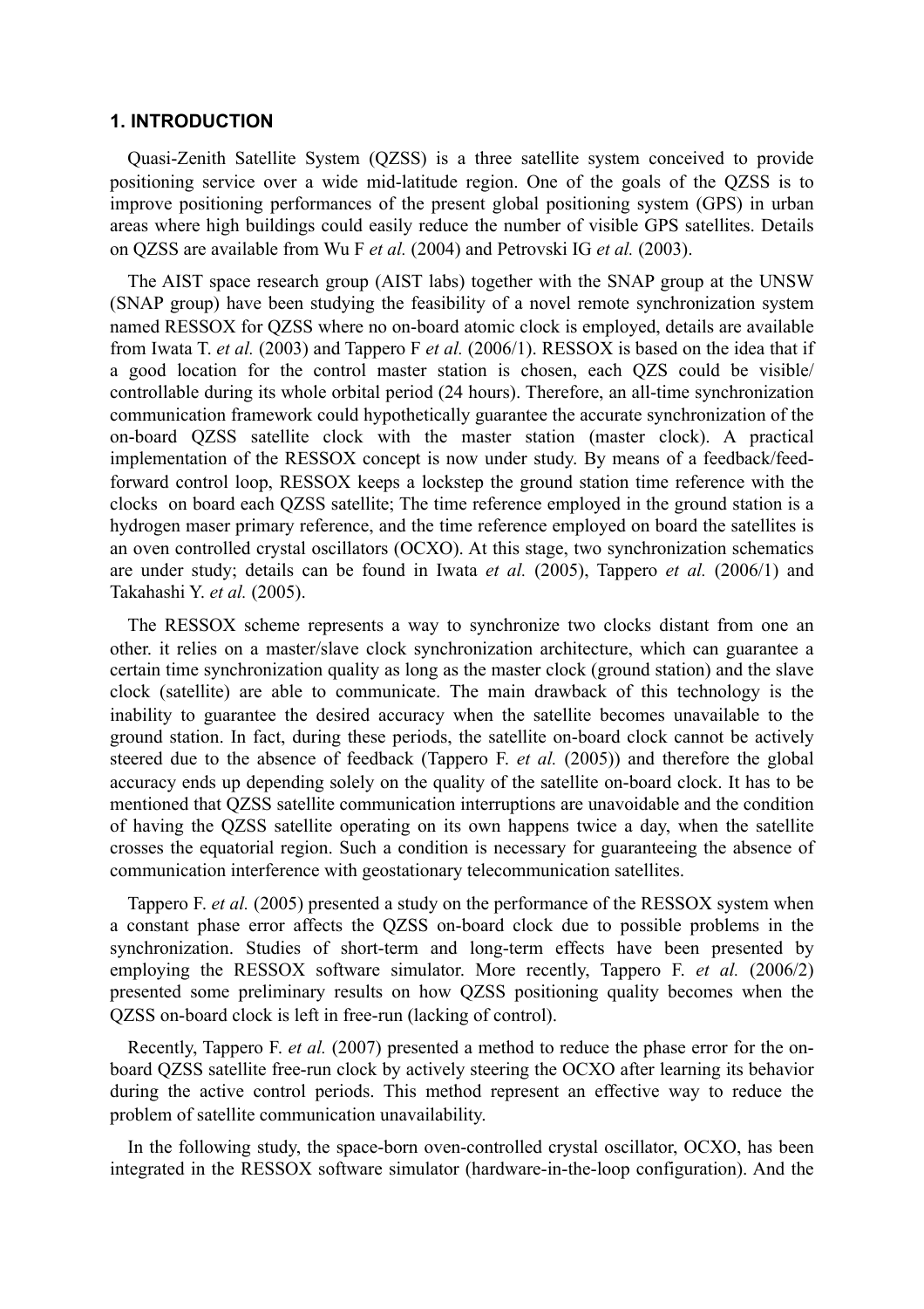### 1. INTRODUCTION

Quasi-Zenith Satellite System (QZSS) is a three satellite system conceived to provide positioning service over a wide mid-latitude region. One of the goals of the QZSS is to improve positioning performances of the present global positioning system (GPS) in urban areas where high buildings could easily reduce the number of visible GPS satellites. Details on QZSS are available from Wu F *et al.* (2004) and Petrovski IG *et al.* (2003).

The AIST space research group (AIST labs) together with the SNAP group at the UNSW (SNAP group) have been studying the feasibility of a novel remote synchronization system named RESSOX for QZSS where no on-board atomic clock is employed, details are available from Iwata T. *et al.* (2003) and Tappero F *et al.* (2006/1). RESSOX is based on the idea that if a good location for the control master station is chosen, each QZS could be visible/ controllable during its whole orbital period (24 hours). Therefore, an all-time synchronization communication framework could hypothetically guarantee the accurate synchronization of the on-board QZSS satellite clock with the master station (master clock). A practical implementation of the RESSOX concept is now under study. By means of a feedback/feed-forward control loop, RESSOX keeps a lockstep the ground station time reference with the clocks on board each QZSS satellite; The time reference employed in the ground station is a hydrogen maser primary reference, and the time reference employed on board the satellites is an oven controlled crystal oscillators (OCXO). At this stage, two synchronization schematics are under study; details can be found in Iwata *et al.* (2005), Tappero *et al.* (2006/1) and Takahashi Y. *et al.* (2005).

The RESSOX scheme represents a way to synchronize two clocks distant from one an other. it relies on a master/slave clock synchronization architecture, which can guarantee a certain time synchronization quality as long as the master clock (ground station) and the slave clock (satellite) are able to communicate. The main drawback of this technology is the inability to guarantee the desired accuracy when the satellite becomes unavailable to the ground station. In fact, during these periods, the satellite on-board clock cannot be actively steered due to the absence of feedback (Tappero F. *et al.* (2005)) and therefore the global accuracy ends up depending solely on the quality of the satellite on-board clock. It has to be mentioned that QZSS satellite communication interruptions are unavoidable and the condition of having the QZSS satellite operating on its own happens twice a day, when the satellite crosses the equatorial region. Such a condition is necessary for guaranteeing the absence of communication interference with geostationary telecommunication satellites.

Tappero F. *et al.* (2005) presented a study on the performance of the RESSOX system when a constant phase error affects the QZSS on-board clock due to possible problems in the synchronization. Studies of short-term and long-term effects have been presented by employing the RESSOX software simulator. More recently, Tappero F. *et al.* (2006/2) presented some preliminary results on how QZSS positioning quality becomes when the QZSS on-board clock is left in free-run (lacking of control).

Recently, Tappero F. *et al.* (2007) presented a method to reduce the phase error for the on-board QZSS satellite free-run clock by actively steering the OCXO after learning its behavior during the active control periods. This method represent an effective way to reduce the problem of satellite communication unavailability.

In the following study, the space-born oven-controlled crystal oscillator, OCXO, has been integrated in the RESSOX software simulator (hardware-in-the-loop configuration). And the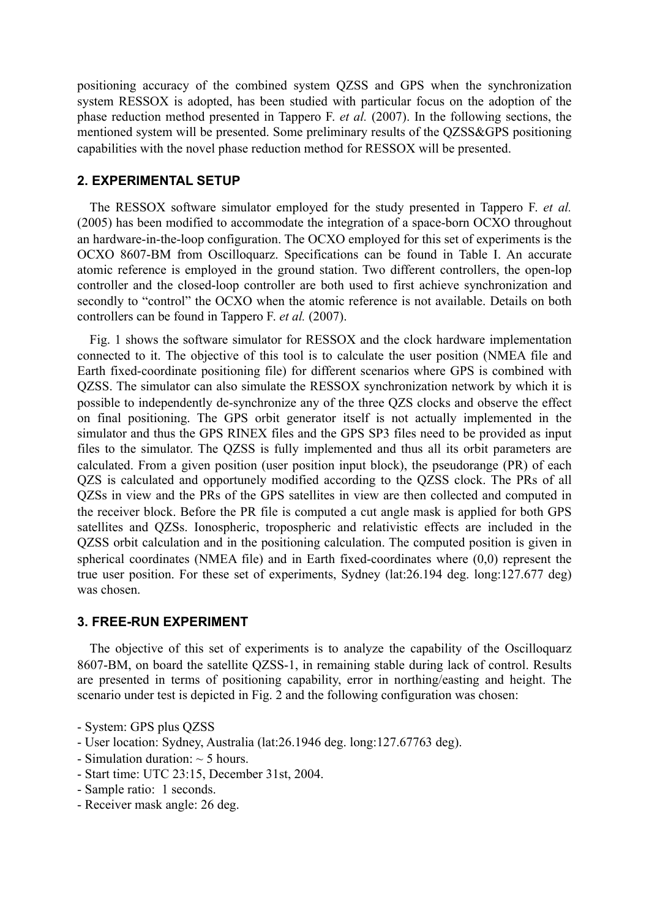positioning accuracy of the combined system QZSS and GPS when the synchronization system RESSOX is adopted, has been studied with particular focus on the adoption of the phase reduction method presented in Tappero F. *et al.* (2007). In the following sections, the mentioned system will be presented. Some preliminary results of the QZSS&GPS positioning capabilities with the novel phase reduction method for RESSOX will be presented.

## 2. EXPERIMENTAL SETUP

The RESSOX software simulator employed for the study presented in Tappero F. *et al.* (2005) has been modified to accommodate the integration of a space-born OCXO throughout an hardware-in-the-loop configuration. The OCXO employed for this set of experiments is the OCXO 8607-BM from Oscilloquarz. Specifications can be found in Table I. An accurate atomic reference is employed in the ground station. Two different controllers, the open-lop controller and the closed-loop controller are both used to first achieve synchronization and secondly to "control" the OCXO when the atomic reference is not available. Details on both controllers can be found in Tappero F. *et al.* (2007).

Fig. 1 shows the software simulator for RESSOX and the clock hardware implementation connected to it. The objective of this tool is to calculate the user position (NMEA file and Earth fixed-coordinate positioning file) for different scenarios where GPS is combined with QZSS. The simulator can also simulate the RESSOX synchronization network by which it is possible to independently de-synchronize any of the three QZS clocks and observe the effect on final positioning. The GPS orbit generator itself is not actually implemented in the simulator and thus the GPS RINEX files and the GPS SP3 files need to be provided as input files to the simulator. The QZSS is fully implemented and thus all its orbit parameters are calculated. From a given position (user position input block), the pseudorange (PR) of each QZS is calculated and opportunely modified according to the QZSS clock. The PRs of all QZSs in view and the PRs of the GPS satellites in view are then collected and computed in the receiver block. Before the PR file is computed a cut angle mask is applied for both GPS satellites and QZSs. Ionospheric, tropospheric and relativistic effects are included in the QZSS orbit calculation and in the positioning calculation. The computed position is given in spherical coordinates (NMEA file) and in Earth fixed-coordinates where (0,0) represent the true user position. For these set of experiments, Sydney (lat:26.194 deg. long:127.677 deg) was chosen.

## 3. FREE-RUN EXPERIMENT

The objective of this set of experiments is to analyze the capability of the Oscilloquarz 8607-BM, on board the satellite QZSS-1, in remaining stable during lack of control. Results are presented in terms of positioning capability, error in northing/easting and height. The scenario under test is depicted in Fig. 2 and the following configuration was chosen:

- System: GPS plus QZSS
- User location: Sydney, Australia (lat:26.1946 deg. long:127.67763 deg).
- Simulation duration: ~ 5 hours.
- Start time: UTC 23:15, December 31st, 2004.
- Sample ratio: 1 seconds.
- Receiver mask angle: 26 deg.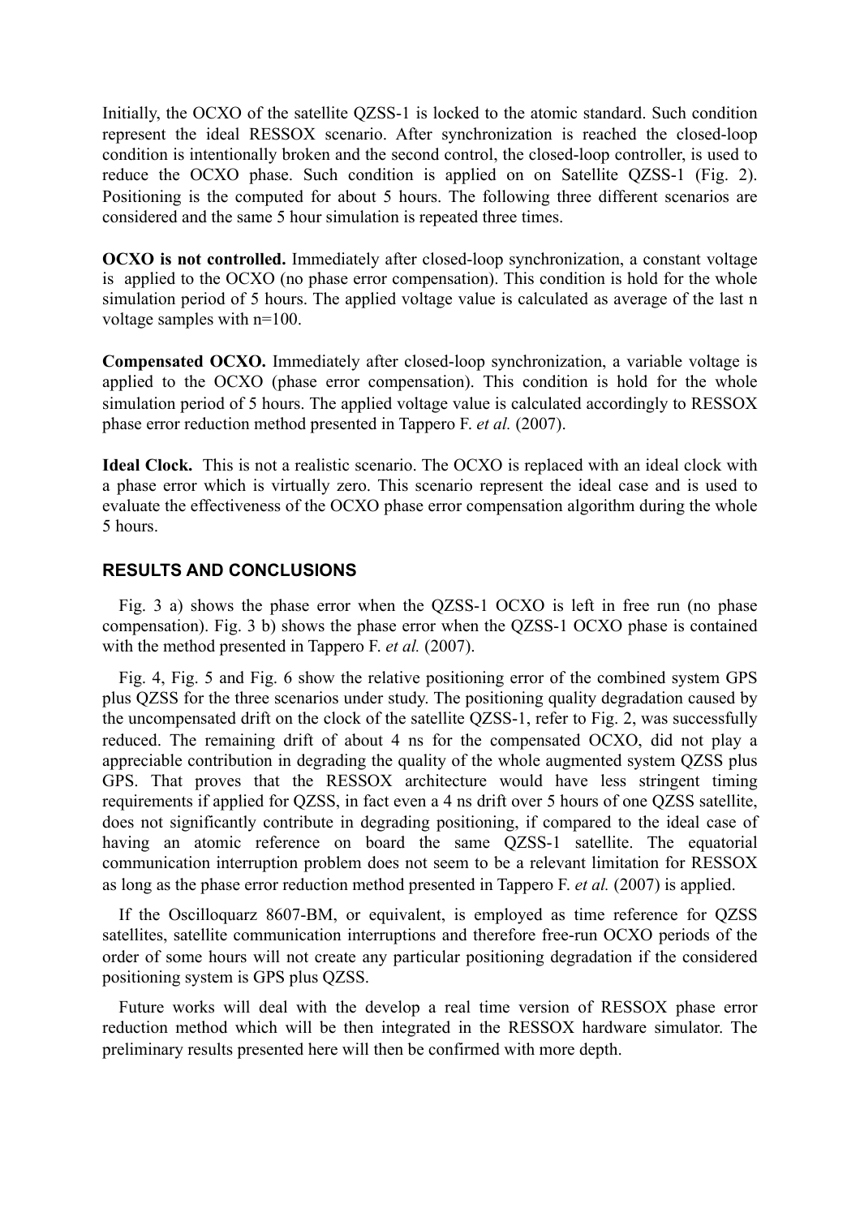Initially, the OCXO of the satellite QZSS-1 is locked to the atomic standard. Such condition represent the ideal RESSOX scenario. After synchronization is reached the closed-loop condition is intentionally broken and the second control, the closed-loop controller, is used to reduce the OCXO phase. Such condition is applied on on Satellite QZSS-1 (Fig. 2). Positioning is the computed for about 5 hours. The following three different scenarios are considered and the same 5 hour simulation is repeated three times.

**OCXO is not controlled.** Immediately after closed-loop synchronization, a constant voltage is applied to the OCXO (no phase error compensation). This condition is hold for the whole simulation period of 5 hours. The applied voltage value is calculated as average of the last n voltage samples with n=100.

**Compensated OCXO.** Immediately after closed-loop synchronization, a variable voltage is applied to the OCXO (phase error compensation). This condition is hold for the whole simulation period of 5 hours. The applied voltage value is calculated accordingly to RESSOX phase error reduction method presented in Tappero F. *et al.* (2007).

**Ideal Clock.** This is not a realistic scenario. The OCXO is replaced with an ideal clock with a phase error which is virtually zero. This scenario represent the ideal case and is used to evaluate the effectiveness of the OCXO phase error compensation algorithm during the whole 5 hours.

## RESULTS AND CONCLUSIONS

Fig. 3 a) shows the phase error when the QZSS-1 OCXO is left in free run (no phase compensation). Fig. 3 b) shows the phase error when the QZSS-1 OCXO phase is contained with the method presented in Tappero F. *et al.* (2007).

Fig. 4, Fig. 5 and Fig. 6 show the relative positioning error of the combined system GPS plus QZSS for the three scenarios under study. The positioning quality degradation caused by the uncompensated drift on the clock of the satellite QZSS-1, refer to Fig. 2, was successfully reduced. The remaining drift of about 4 ns for the compensated OCXO, did not play a appreciable contribution in degrading the quality of the whole augmented system QZSS plus GPS. That proves that the RESSOX architecture would have less stringent timing requirements if applied for QZSS, in fact even a 4 ns drift over 5 hours of one QZSS satellite, does not significantly contribute in degrading positioning, if compared to the ideal case of having an atomic reference on board the same QZSS-1 satellite. The equatorial communication interruption problem does not seem to be a relevant limitation for RESSOX as long as the phase error reduction method presented in Tappero F. *et al.* (2007) is applied.

If the Oscilloquarz 8607-BM, or equivalent, is employed as time reference for QZSS satellites, satellite communication interruptions and therefore free-run OCXO periods of the order of some hours will not create any particular positioning degradation if the considered positioning system is GPS plus QZSS.

Future works will deal with the develop a real time version of RESSOX phase error reduction method which will be then integrated in the RESSOX hardware simulator. The preliminary results presented here will then be confirmed with more depth.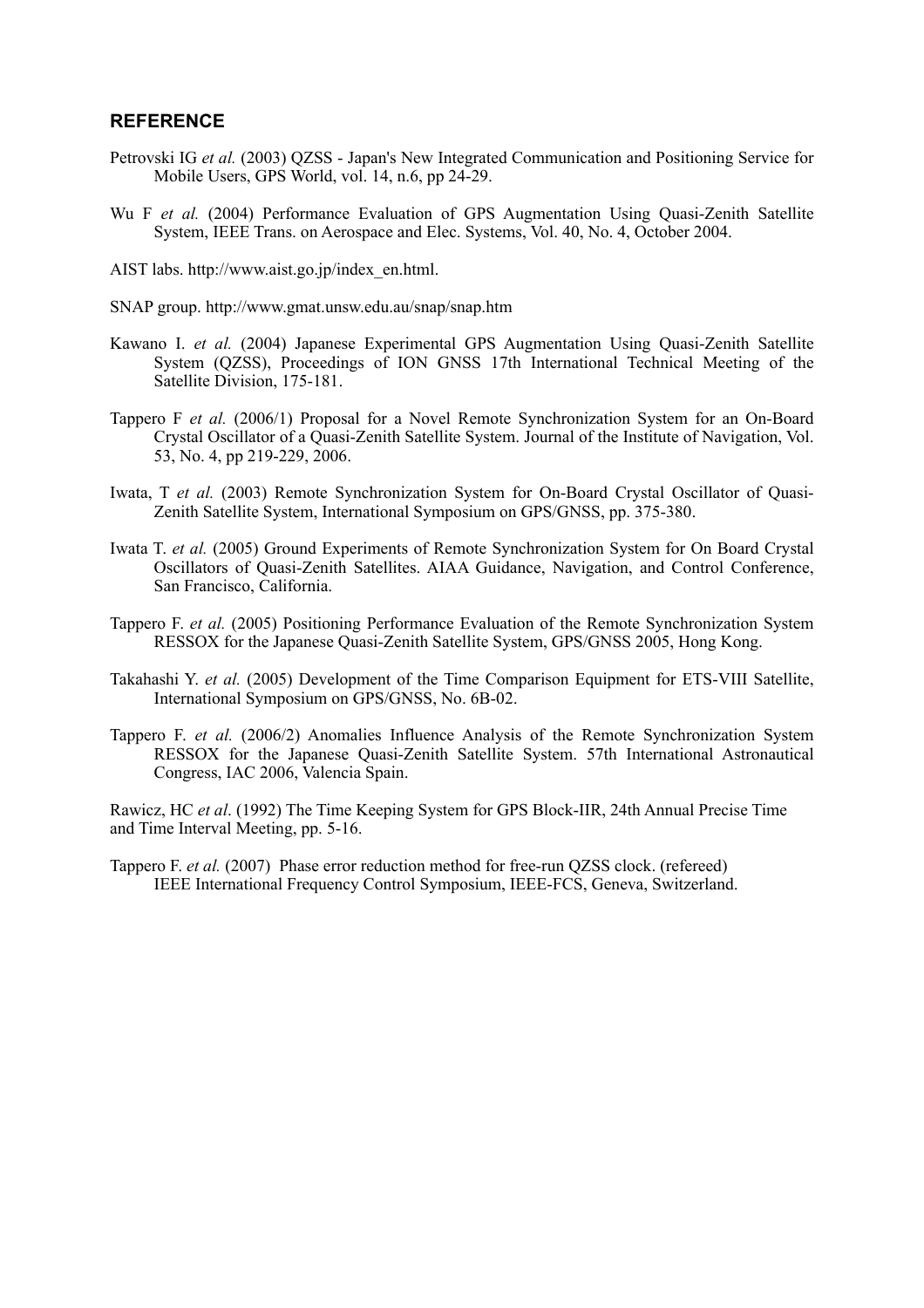## REFERENCE

Petrovski IG *et al.* (2003) QZSS - Japan's New Integrated Communication and Positioning Service for Mobile Users, GPS World, vol. 14, n.6, pp 24-29.

Wu F *et al.* (2004) Performance Evaluation of GPS Augmentation Using Quasi-Zenith Satellite System, IEEE Trans. on Aerospace and Elec. Systems, Vol. 40, No. 4, October 2004.

AIST labs. http://www.aist.go.jp/index_en.html.

SNAP group. http://www.gmat.unsw.edu.au/snap/snap.htm

Kawano I. *et al.* (2004) Japanese Experimental GPS Augmentation Using Quasi-Zenith Satellite System (QZSS), Proceedings of ION GNSS 17th International Technical Meeting of the Satellite Division, 175-181.

Tappero F *et al.* (2006/1) Proposal for a Novel Remote Synchronization System for an On-Board Crystal Oscillator of a Quasi-Zenith Satellite System. Journal of the Institute of Navigation, Vol. 53, No. 4, pp 219-229, 2006.

Iwata, T *et al.* (2003) Remote Synchronization System for On-Board Crystal Oscillator of Quasi-Zenith Satellite System, International Symposium on GPS/GNSS, pp. 375-380.

Iwata T. *et al.* (2005) Ground Experiments of Remote Synchronization System for On Board Crystal Oscillators of Quasi-Zenith Satellites. AIAA Guidance, Navigation, and Control Conference, San Francisco, California.

Tappero F. *et al.* (2005) Positioning Performance Evaluation of the Remote Synchronization System RESSOX for the Japanese Quasi-Zenith Satellite System, GPS/GNSS 2005, Hong Kong.

Takahashi Y. *et al.* (2005) Development of the Time Comparison Equipment for ETS-VIII Satellite, International Symposium on GPS/GNSS, No. 6B-02.

Tappero F. *et al.* (2006/2) Anomalies Influence Analysis of the Remote Synchronization System RESSOX for the Japanese Quasi-Zenith Satellite System. 57th International Astronautical Congress, IAC 2006, Valencia Spain.

Rawicz, HC *et al*. (1992) The Time Keeping System for GPS Block-IIR, 24th Annual Precise Time and Time Interval Meeting, pp. 5-16.

Tappero F. *et al.* (2007) Phase error reduction method for free-run QZSS clock. (refereed) IEEE International Frequency Control Symposium, IEEE-FCS, Geneva, Switzerland.